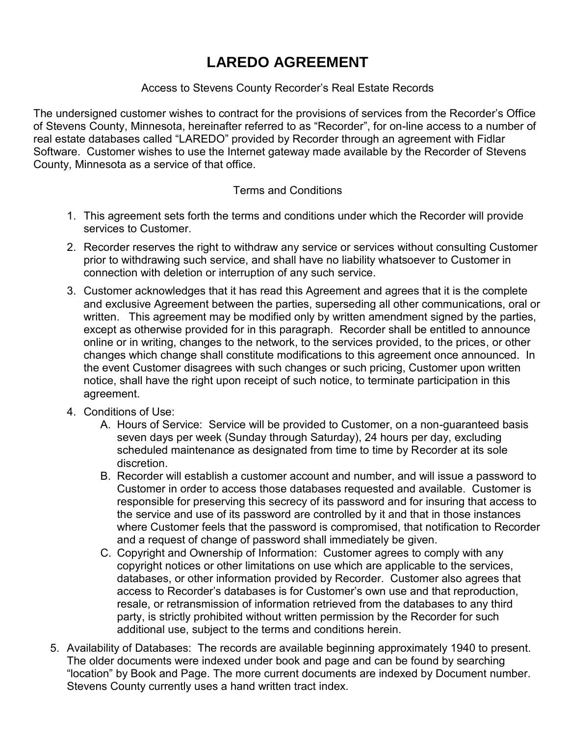# LAREDO AGREEMENT

Access to Stevens County Recorder's Real Estate Records

The undersigned customer wishes to contract for the provisions of services from the Recorder's Office of Stevens County, Minnesota, hereinafter referred to as "Recorder", for on-line access to a number of real estate databases called "LAREDO" provided by Recorder through an agreement with Fidlar Software. Customer wishes to use the Internet gateway made available by the Recorder of Stevens County, Minnesota as a service of that office.

Terms and Conditions

1. This agreement sets forth the terms and conditions under which the Recorder will provide services to Customer.
2. Recorder reserves the right to withdraw any service or services without consulting Customer prior to withdrawing such service, and shall have no liability whatsoever to Customer in connection with deletion or interruption of any such service.
3. Customer acknowledges that it has read this Agreement and agrees that it is the complete and exclusive Agreement between the parties, superseding all other communications, oral or written. This agreement may be modified only by written amendment signed by the parties, except as otherwise provided for in this paragraph. Recorder shall be entitled to announce online or in writing, changes to the network, to the services provided, to the prices, or other changes which change shall constitute modifications to this agreement once announced. In the event Customer disagrees with such changes or such pricing, Customer upon written notice, shall have the right upon receipt of such notice, to terminate participation in this agreement.
4. Conditions of Use:
   A. Hours of Service: Service will be provided to Customer, on a non-guaranteed basis seven days per week (Sunday through Saturday), 24 hours per day, excluding scheduled maintenance as designated from time to time by Recorder at its sole discretion.
   B. Recorder will establish a customer account and number, and will issue a password to Customer in order to access those databases requested and available. Customer is responsible for preserving this secrecy of its password and for insuring that access to the service and use of its password are controlled by it and that in those instances where Customer feels that the password is compromised, that notification to Recorder and a request of change of password shall immediately be given.
   C. Copyright and Ownership of Information: Customer agrees to comply with any copyright notices or other limitations on use which are applicable to the services, databases, or other information provided by Recorder. Customer also agrees that access to Recorder's databases is for Customer's own use and that reproduction, resale, or retransmission of information retrieved from the databases to any third party, is strictly prohibited without written permission by the Recorder for such additional use, subject to the terms and conditions herein.
5. Availability of Databases: The records are available beginning approximately 1940 to present. The older documents were indexed under book and page and can be found by searching "location" by Book and Page. The more current documents are indexed by Document number. Stevens County currently uses a hand written tract index.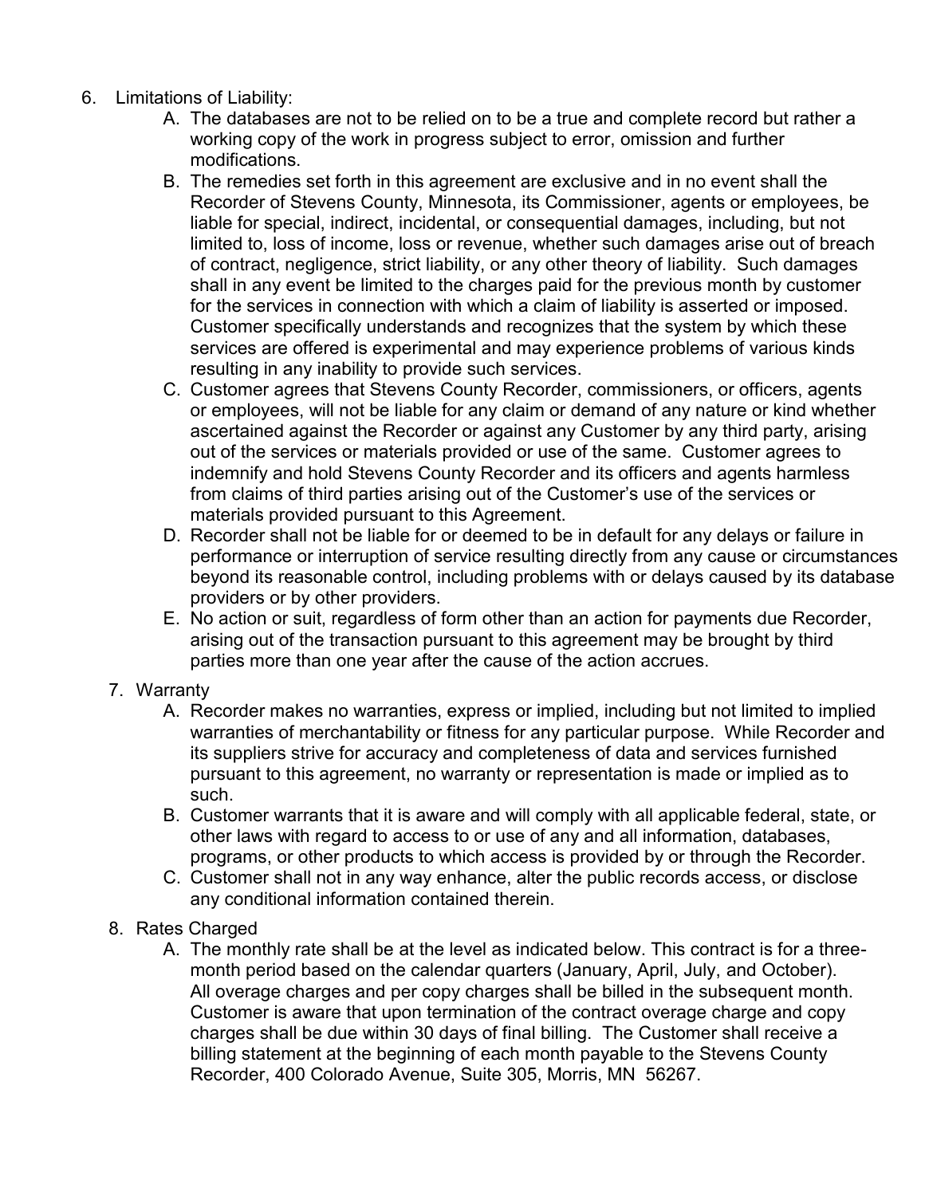6. Limitations of Liability:
    A. The databases are not to be relied on to be a true and complete record but rather a working copy of the work in progress subject to error, omission and further modifications.
    B. The remedies set forth in this agreement are exclusive and in no event shall the Recorder of Stevens County, Minnesota, its Commissioner, agents or employees, be liable for special, indirect, incidental, or consequential damages, including, but not limited to, loss of income, loss or revenue, whether such damages arise out of breach of contract, negligence, strict liability, or any other theory of liability. Such damages shall in any event be limited to the charges paid for the previous month by customer for the services in connection with which a claim of liability is asserted or imposed. Customer specifically understands and recognizes that the system by which these services are offered is experimental and may experience problems of various kinds resulting in any inability to provide such services.
    C. Customer agrees that Stevens County Recorder, commissioners, or officers, agents or employees, will not be liable for any claim or demand of any nature or kind whether ascertained against the Recorder or against any Customer by any third party, arising out of the services or materials provided or use of the same. Customer agrees to indemnify and hold Stevens County Recorder and its officers and agents harmless from claims of third parties arising out of the Customer's use of the services or materials provided pursuant to this Agreement.
    D. Recorder shall not be liable for or deemed to be in default for any delays or failure in performance or interruption of service resulting directly from any cause or circumstances beyond its reasonable control, including problems with or delays caused by its database providers or by other providers.
    E. No action or suit, regardless of form other than an action for payments due Recorder, arising out of the transaction pursuant to this agreement may be brought by third parties more than one year after the cause of the action accrues.

7. Warranty
    A. Recorder makes no warranties, express or implied, including but not limited to implied warranties of merchantability or fitness for any particular purpose. While Recorder and its suppliers strive for accuracy and completeness of data and services furnished pursuant to this agreement, no warranty or representation is made or implied as to such.
    B. Customer warrants that it is aware and will comply with all applicable federal, state, or other laws with regard to access to or use of any and all information, databases, programs, or other products to which access is provided by or through the Recorder.
    C. Customer shall not in any way enhance, alter the public records access, or disclose any conditional information contained therein.

8. Rates Charged
    A. The monthly rate shall be at the level as indicated below. This contract is for a three-month period based on the calendar quarters (January, April, July, and October). All overage charges and per copy charges shall be billed in the subsequent month. Customer is aware that upon termination of the contract overage charge and copy charges shall be due within 30 days of final billing. The Customer shall receive a billing statement at the beginning of each month payable to the Stevens County Recorder, 400 Colorado Avenue, Suite 305, Morris, MN 56267.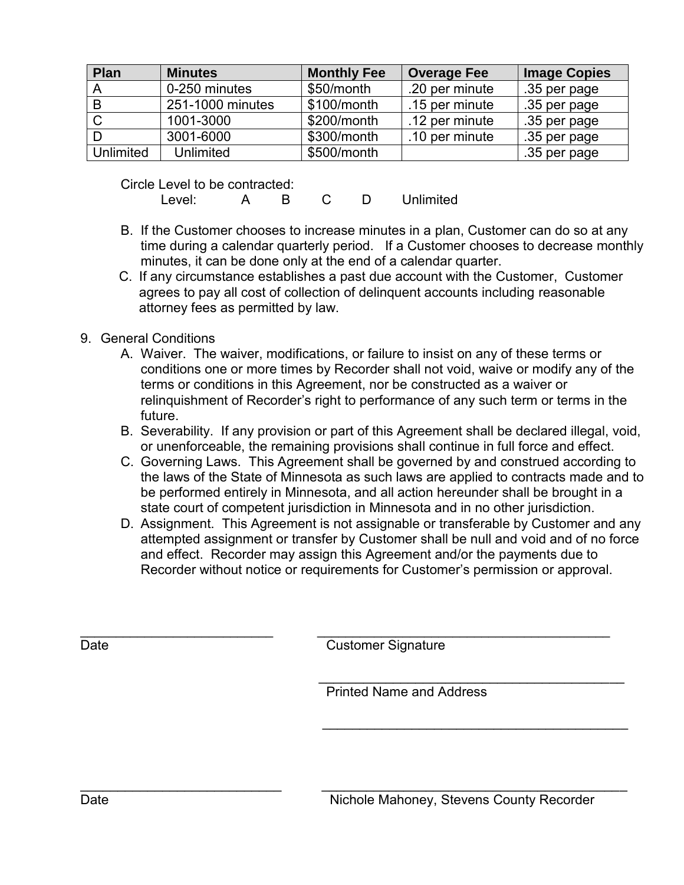| Plan | Minutes | Monthly Fee | Overage Fee | Image Copies |
|---|---|---|---|---|
| A | 0-250 minutes | $50/month | .20 per minute | .35 per page |
| B | 251-1000 minutes | $100/month | .15 per minute | .35 per page |
| C | 1001-3000 | $200/month | .12 per minute | .35 per page |
| D | 3001-6000 | $300/month | .10 per minute | .35 per page |
| Unlimited | Unlimited | $500/month | | .35 per page |

Circle Level to be contracted:

Level: A B C D Unlimited

B. If the Customer chooses to increase minutes in a plan, Customer can do so at any time during a calendar quarterly period. If a Customer chooses to decrease monthly minutes, it can be done only at the end of a calendar quarter.

C. If any circumstance establishes a past due account with the Customer, Customer agrees to pay all cost of collection of delinquent accounts including reasonable attorney fees as permitted by law.

9. General Conditions

A. Waiver. The waiver, modifications, or failure to insist on any of these terms or conditions one or more times by Recorder shall not void, waive or modify any of the terms or conditions in this Agreement, nor be constructed as a waiver or relinquishment of Recorder's right to performance of any such term or terms in the future.

B. Severability. If any provision or part of this Agreement shall be declared illegal, void, or unenforceable, the remaining provisions shall continue in full force and effect.

C. Governing Laws. This Agreement shall be governed by and construed according to the laws of the State of Minnesota as such laws are applied to contracts made and to be performed entirely in Minnesota, and all action hereunder shall be brought in a state court of competent jurisdiction in Minnesota and in no other jurisdiction.

D. Assignment. This Agreement is not assignable or transferable by Customer and any attempted assignment or transfer by Customer shall be null and void and of no force and effect. Recorder may assign this Agreement and/or the payments due to Recorder without notice or requirements for Customer's permission or approval.

\_\_\_\_\_\_\_\_\_\_\_\_\_\_\_\_\_\_\_\_\_\_\_\_\_\_ \_\_\_\_\_\_\_\_\_\_\_\_\_\_\_\_\_\_\_\_\_\_\_\_\_\_\_\_\_\_\_\_\_\_\_\_\_\_\_\_
Date Customer Signature

\_\_\_\_\_\_\_\_\_\_\_\_\_\_\_\_\_\_\_\_\_\_\_\_\_\_\_\_\_\_\_\_\_\_\_\_\_\_\_\_
Printed Name and Address

\_\_\_\_\_\_\_\_\_\_\_\_\_\_\_\_\_\_\_\_\_\_\_\_\_\_\_\_\_\_\_\_\_\_\_\_\_\_\_\_

\_\_\_\_\_\_\_\_\_\_\_\_\_\_\_\_\_\_\_\_\_\_\_\_\_\_ \_\_\_\_\_\_\_\_\_\_\_\_\_\_\_\_\_\_\_\_\_\_\_\_\_\_\_\_\_\_\_\_\_\_\_\_\_\_\_\_
Date Nichole Mahoney, Stevens County Recorder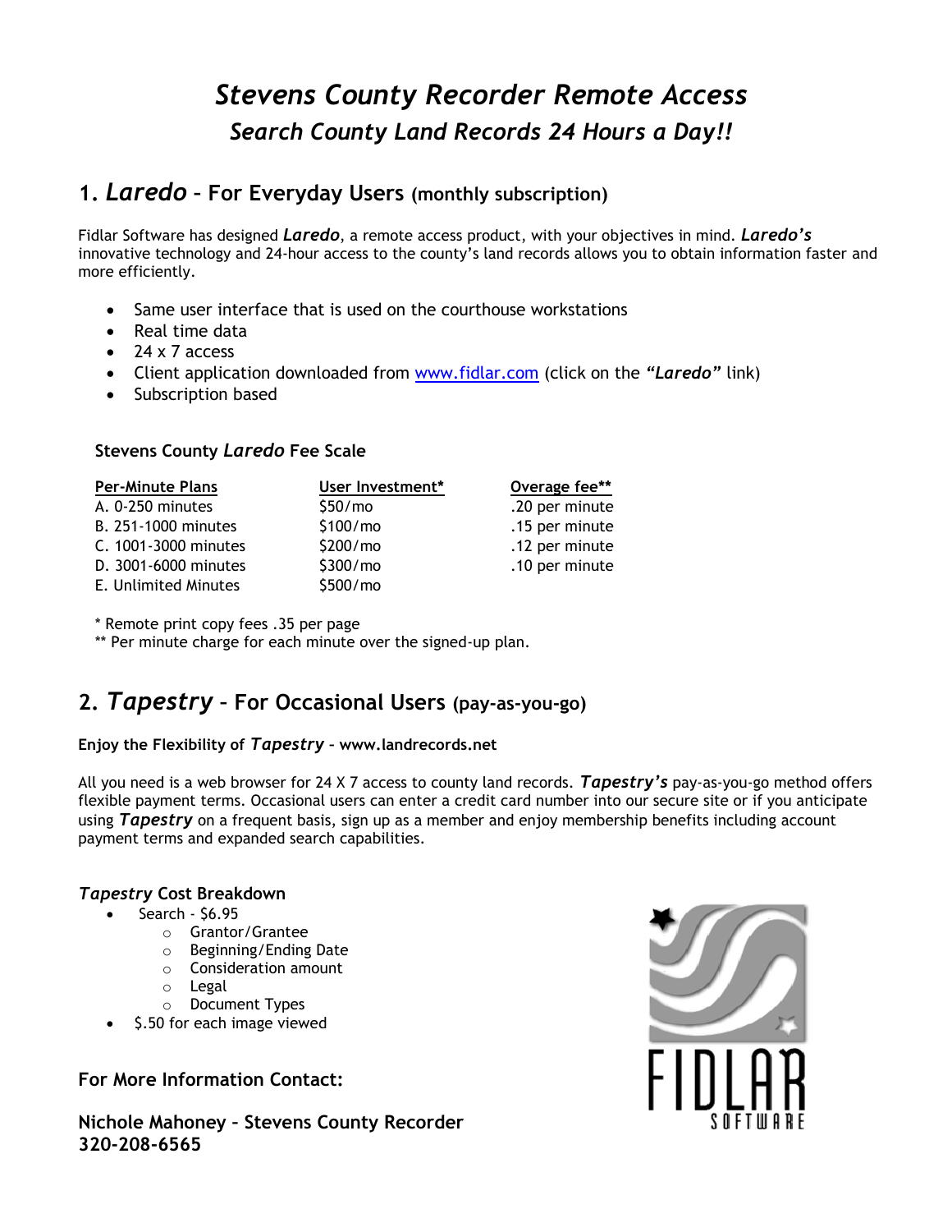# *Stevens County Recorder Remote Access*

## *Search County Land Records 24 Hours a Day!!*

## 1. *Laredo* – For Everyday Users (monthly subscription)

Fidlar Software has designed ***Laredo***, a remote access product, with your objectives in mind. ***Laredo's*** innovative technology and 24-hour access to the county's land records allows you to obtain information faster and more efficiently.

- Same user interface that is used on the courthouse workstations
- Real time data
- 24 x 7 access
- Client application downloaded from www.fidlar.com (click on the ***"Laredo"*** link)
- Subscription based

**Stevens County *Laredo* Fee Scale**

| Per-Minute Plans | User Investment* | Overage fee** |
|---|---|---|
| A. 0-250 minutes | $50/mo | .20 per minute |
| B. 251-1000 minutes | $100/mo | .15 per minute |
| C. 1001-3000 minutes | $200/mo | .12 per minute |
| D. 3001-6000 minutes | $300/mo | .10 per minute |
| E. Unlimited Minutes | $500/mo | |

\* Remote print copy fees .35 per page
** Per minute charge for each minute over the signed-up plan.

## 2. *Tapestry* – For Occasional Users (pay-as-you-go)

**Enjoy the Flexibility of *Tapestry* – www.landrecords.net**

All you need is a web browser for 24 X 7 access to county land records. ***Tapestry's*** pay-as-you-go method offers flexible payment terms. Occasional users can enter a credit card number into our secure site or if you anticipate using ***Tapestry*** on a frequent basis, sign up as a member and enjoy membership benefits including account payment terms and expanded search capabilities.

### *Tapestry* Cost Breakdown

- Search - $6.95
  - Grantor/Grantee
  - Beginning/Ending Date
  - Consideration amount
  - Legal
  - Document Types
- $.50 for each image viewed

FIDLAR SOFTWARE

**For More Information Contact:**

**Nichole Mahoney – Stevens County Recorder**
**320-208-6565**